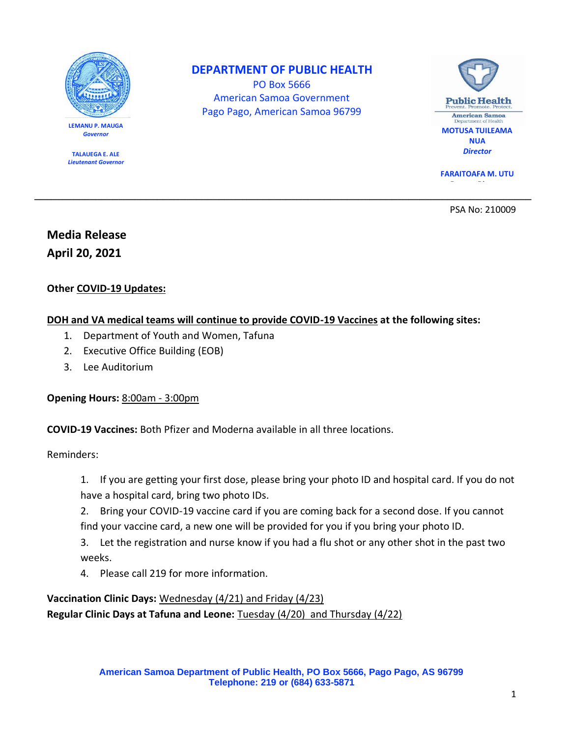LEMANU P. MAUGA
*Governor*

TALAUEGA E. ALE
*Lieutenant Governor*

# DEPARTMENT OF PUBLIC HEALTH

PO Box 5666
American Samoa Government
Pago Pago, American Samoa 96799

Public Health
Prevent. Promote. Protect.
American Samoa
Department of Health

MOTUSA TUILEAMA NUA
*Director*

FARAITOAFA M. UTU

---

PSA No: 210009

## Media Release
## April 20, 2021

**Other COVID-19 Updates:**

**DOH and VA medical teams will continue to provide COVID-19 Vaccines at the following sites:**

1. Department of Youth and Women, Tafuna
2. Executive Office Building (EOB)
3. Lee Auditorium

**Opening Hours:** 8:00am - 3:00pm

**COVID-19 Vaccines:** Both Pfizer and Moderna available in all three locations.

Reminders:

1. If you are getting your first dose, please bring your photo ID and hospital card. If you do not have a hospital card, bring two photo IDs.
2. Bring your COVID-19 vaccine card if you are coming back for a second dose. If you cannot find your vaccine card, a new one will be provided for you if you bring your photo ID.
3. Let the registration and nurse know if you had a flu shot or any other shot in the past two weeks.
4. Please call 219 for more information.

**Vaccination Clinic Days:** Wednesday (4/21) and Friday (4/23)
**Regular Clinic Days at Tafuna and Leone:** Tuesday (4/20) and Thursday (4/22)

**American Samoa Department of Public Health, PO Box 5666, Pago Pago, AS 96799**
**Telephone: 219 or (684) 633-5871**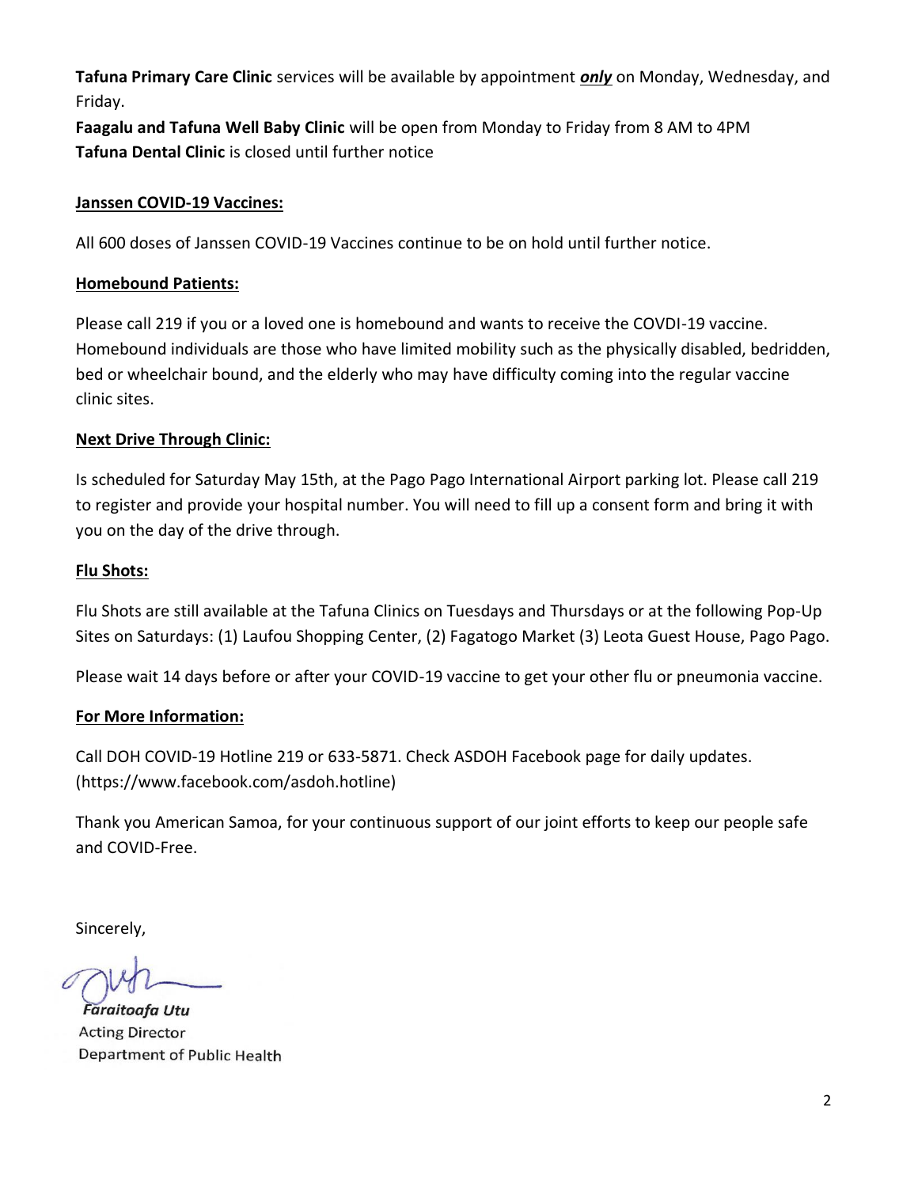**Tafuna Primary Care Clinic** services will be available by appointment ***only*** on Monday, Wednesday, and Friday.

**Faagalu and Tafuna Well Baby Clinic** will be open from Monday to Friday from 8 AM to 4PM

**Tafuna Dental Clinic** is closed until further notice

**Janssen COVID-19 Vaccines:**

All 600 doses of Janssen COVID-19 Vaccines continue to be on hold until further notice.

**Homebound Patients:**

Please call 219 if you or a loved one is homebound and wants to receive the COVDI-19 vaccine. Homebound individuals are those who have limited mobility such as the physically disabled, bedridden, bed or wheelchair bound, and the elderly who may have difficulty coming into the regular vaccine clinic sites.

**Next Drive Through Clinic:**

Is scheduled for Saturday May 15th, at the Pago Pago International Airport parking lot. Please call 219 to register and provide your hospital number. You will need to fill up a consent form and bring it with you on the day of the drive through.

**Flu Shots:**

Flu Shots are still available at the Tafuna Clinics on Tuesdays and Thursdays or at the following Pop-Up Sites on Saturdays: (1) Laufou Shopping Center, (2) Fagatogo Market (3) Leota Guest House, Pago Pago.

Please wait 14 days before or after your COVID-19 vaccine to get your other flu or pneumonia vaccine.

**For More Information:**

Call DOH COVID-19 Hotline 219 or 633-5871. Check ASDOH Facebook page for daily updates. (https://www.facebook.com/asdoh.hotline)

Thank you American Samoa, for your continuous support of our joint efforts to keep our people safe and COVID-Free.

Sincerely,

*Faraitoafa Utu*
Acting Director
Department of Public Health